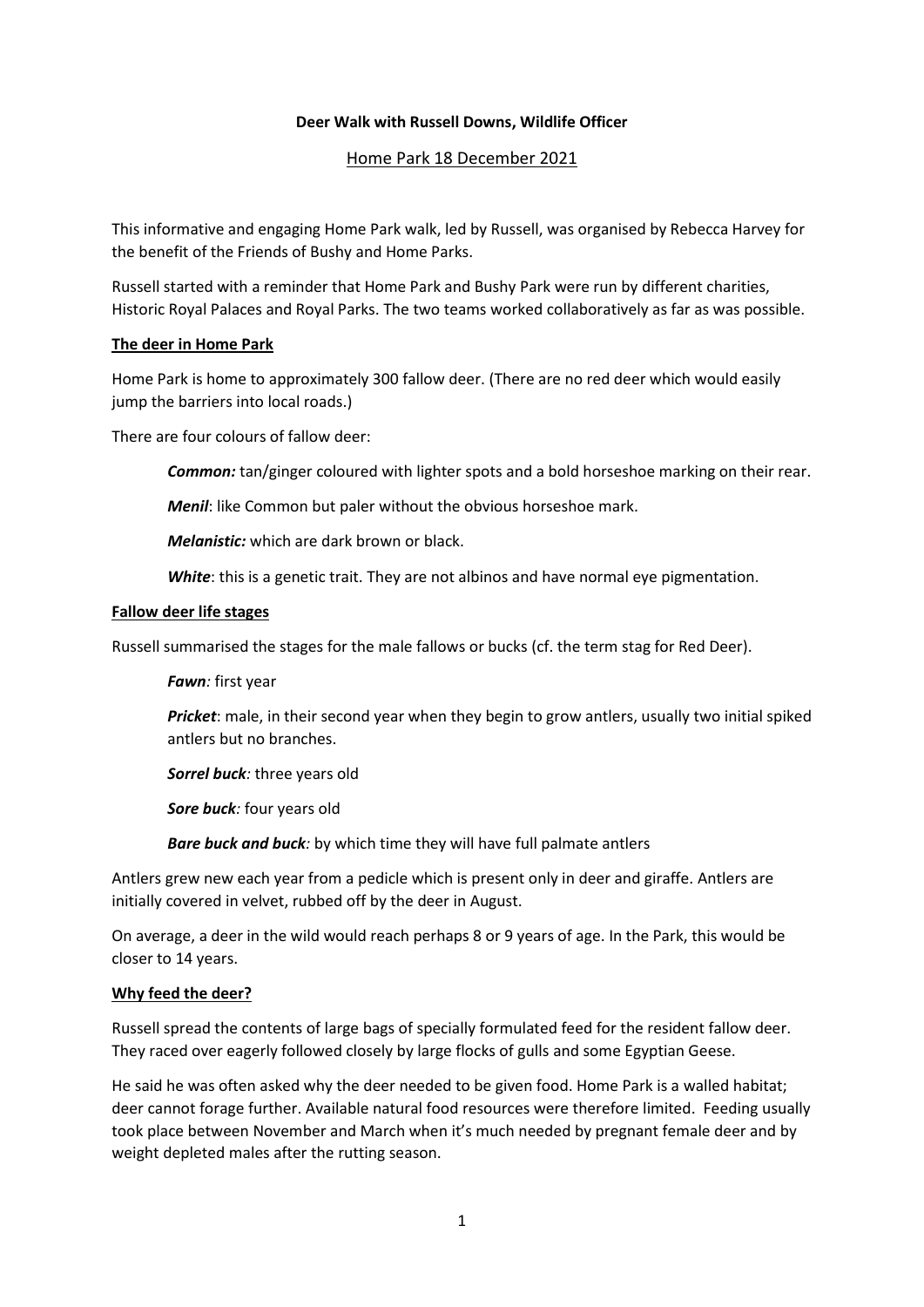**Deer Walk with Russell Downs, Wildlife Officer**

Home Park 18 December 2021

This informative and engaging Home Park walk, led by Russell, was organised by Rebecca Harvey for the benefit of the Friends of Bushy and Home Parks.

Russell started with a reminder that Home Park and Bushy Park were run by different charities, Historic Royal Palaces and Royal Parks. The two teams worked collaboratively as far as was possible.

**The deer in Home Park**

Home Park is home to approximately 300 fallow deer. (There are no red deer which would easily jump the barriers into local roads.)

There are four colours of fallow deer:

***Common:*** tan/ginger coloured with lighter spots and a bold horseshoe marking on their rear.

***Menil***: like Common but paler without the obvious horseshoe mark.

***Melanistic:*** which are dark brown or black.

***White***: this is a genetic trait. They are not albinos and have normal eye pigmentation.

**Fallow deer life stages**

Russell summarised the stages for the male fallows or bucks (cf. the term stag for Red Deer).

***Fawn****:* first year

***Pricket***: male, in their second year when they begin to grow antlers, usually two initial spiked antlers but no branches.

***Sorrel buck****:* three years old

***Sore buck****:* four years old

***Bare buck and buck****:* by which time they will have full palmate antlers

Antlers grew new each year from a pedicle which is present only in deer and giraffe. Antlers are initially covered in velvet, rubbed off by the deer in August.

On average, a deer in the wild would reach perhaps 8 or 9 years of age. In the Park, this would be closer to 14 years.

**Why feed the deer?**

Russell spread the contents of large bags of specially formulated feed for the resident fallow deer. They raced over eagerly followed closely by large flocks of gulls and some Egyptian Geese.

He said he was often asked why the deer needed to be given food. Home Park is a walled habitat; deer cannot forage further. Available natural food resources were therefore limited. Feeding usually took place between November and March when it's much needed by pregnant female deer and by weight depleted males after the rutting season.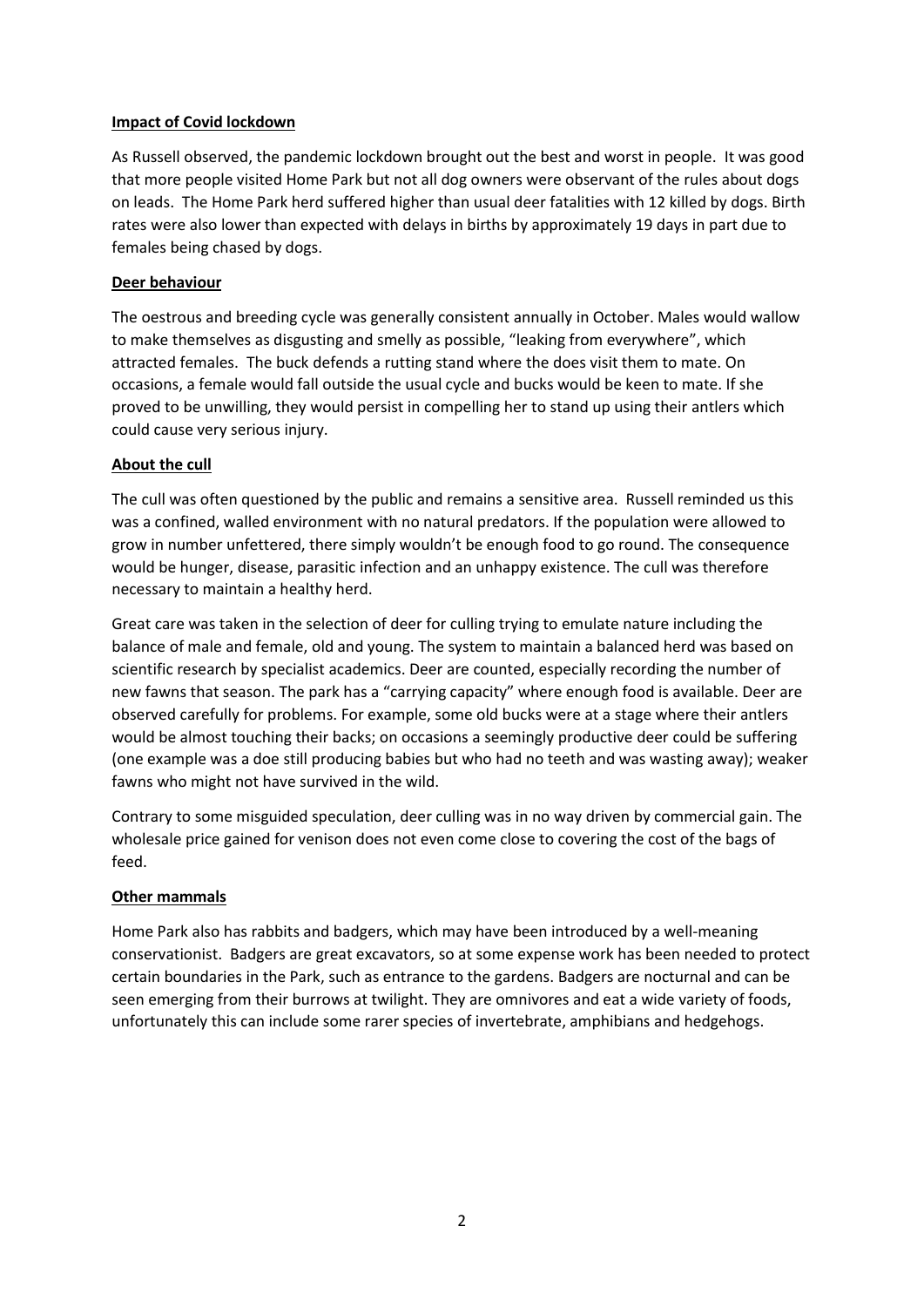**Impact of Covid lockdown**

As Russell observed, the pandemic lockdown brought out the best and worst in people. It was good that more people visited Home Park but not all dog owners were observant of the rules about dogs on leads. The Home Park herd suffered higher than usual deer fatalities with 12 killed by dogs. Birth rates were also lower than expected with delays in births by approximately 19 days in part due to females being chased by dogs.

**Deer behaviour**

The oestrous and breeding cycle was generally consistent annually in October. Males would wallow to make themselves as disgusting and smelly as possible, "leaking from everywhere", which attracted females. The buck defends a rutting stand where the does visit them to mate. On occasions, a female would fall outside the usual cycle and bucks would be keen to mate. If she proved to be unwilling, they would persist in compelling her to stand up using their antlers which could cause very serious injury.

**About the cull**

The cull was often questioned by the public and remains a sensitive area. Russell reminded us this was a confined, walled environment with no natural predators. If the population were allowed to grow in number unfettered, there simply wouldn't be enough food to go round. The consequence would be hunger, disease, parasitic infection and an unhappy existence. The cull was therefore necessary to maintain a healthy herd.

Great care was taken in the selection of deer for culling trying to emulate nature including the balance of male and female, old and young. The system to maintain a balanced herd was based on scientific research by specialist academics. Deer are counted, especially recording the number of new fawns that season. The park has a "carrying capacity" where enough food is available. Deer are observed carefully for problems. For example, some old bucks were at a stage where their antlers would be almost touching their backs; on occasions a seemingly productive deer could be suffering (one example was a doe still producing babies but who had no teeth and was wasting away); weaker fawns who might not have survived in the wild.

Contrary to some misguided speculation, deer culling was in no way driven by commercial gain. The wholesale price gained for venison does not even come close to covering the cost of the bags of feed.

**Other mammals**

Home Park also has rabbits and badgers, which may have been introduced by a well-meaning conservationist. Badgers are great excavators, so at some expense work has been needed to protect certain boundaries in the Park, such as entrance to the gardens. Badgers are nocturnal and can be seen emerging from their burrows at twilight. They are omnivores and eat a wide variety of foods, unfortunately this can include some rarer species of invertebrate, amphibians and hedgehogs.